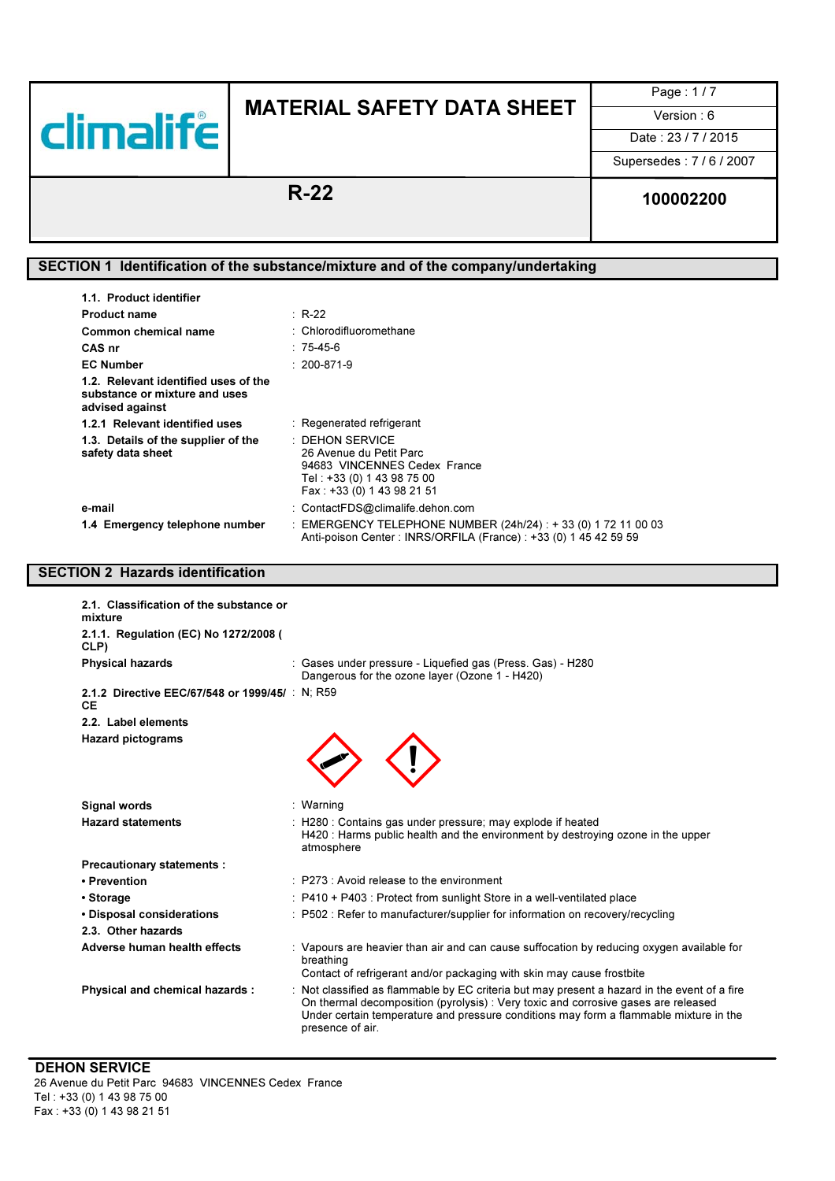# MATERIAL SAFETY DATA SHEET

| climalife | MATERIAL SAFETY DATA SHEET | Version : 6 |
|---|---|---|
| | | Date : 23 / 7 / 2015 |
| | | Supersedes : 7 / 6 / 2007 |
| | **R-22** | **100002200** |

## SECTION 1 Identification of the substance/mixture and of the company/undertaking

**1.1. Product identifier**

| | |
|---|---|
| **Product name** | : R-22 |
| **Common chemical name** | : Chlorodifluoromethane |
| **CAS nr** | : 75-45-6 |
| **EC Number** | : 200-871-9 |
| **1.2. Relevant identified uses of the substance or mixture and uses advised against** | |
| **1.2.1 Relevant identified uses** | : Regenerated refrigerant |
| **1.3. Details of the supplier of the safety data sheet** | : DEHON SERVICE<br>26 Avenue du Petit Parc<br>94683 VINCENNES Cedex France<br>Tel : +33 (0) 1 43 98 75 00<br>Fax : +33 (0) 1 43 98 21 51 |
| **e-mail** | : ContactFDS@climalife.dehon.com |
| **1.4 Emergency telephone number** | : EMERGENCY TELEPHONE NUMBER (24h/24) : + 33 (0) 1 72 11 00 03<br>Anti-poison Center : INRS/ORFILA (France) : +33 (0) 1 45 42 59 59 |

## SECTION 2 Hazards identification

**2.1. Classification of the substance or mixture**

**2.1.1. Regulation (EC) No 1272/2008 ( CLP)**

| | |
|---|---|
| **Physical hazards** | : Gases under pressure - Liquefied gas (Press. Gas) - H280<br>Dangerous for the ozone layer (Ozone 1 - H420) |
| **2.1.2 Directive EEC/67/548 or 1999/45/ CE** | : N; R59 |

**2.2. Label elements**

**Hazard pictograms**

| | |
|---|---|
| **Signal words** | : Warning |
| **Hazard statements** | : H280 : Contains gas under pressure; may explode if heated<br>H420 : Harms public health and the environment by destroying ozone in the upper atmosphere |
| **Precautionary statements :** | |
| **• Prevention** | : P273 : Avoid release to the environment |
| **• Storage** | : P410 + P403 : Protect from sunlight Store in a well-ventilated place |
| **• Disposal considerations** | : P502 : Refer to manufacturer/supplier for information on recovery/recycling |

**2.3. Other hazards**

| | |
|---|---|
| **Adverse human health effects** | : Vapours are heavier than air and can cause suffocation by reducing oxygen available for breathing<br>Contact of refrigerant and/or packaging with skin may cause frostbite |
| **Physical and chemical hazards :** | : Not classified as flammable by EC criteria but may present a hazard in the event of a fire<br>On thermal decomposition (pyrolysis) : Very toxic and corrosive gases are released<br>Under certain temperature and pressure conditions may form a flammable mixture in the presence of air. |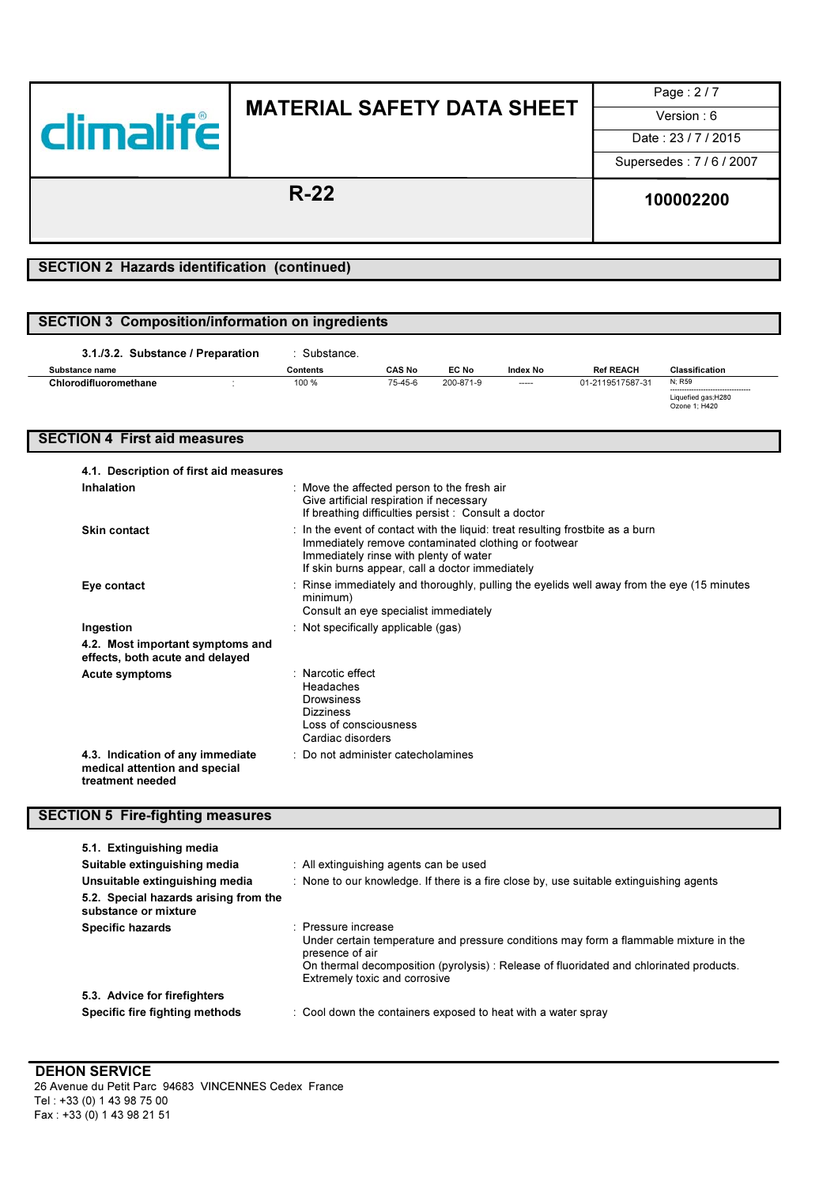## SECTION 2 Hazards identification (continued)

## SECTION 3 Composition/information on ingredients

**3.1./3.2. Substance / Preparation** : Substance.

| Substance name | | Contents | CAS No | EC No | Index No | Ref REACH | Classification |
|---|---|---|---|---|---|---|---|
| **Chlorodifluoromethane** | : | 100 % | 75-45-6 | 200-871-9 | ----- | 01-2119517587-31 | N; R59<br>Liquefied gas;H280<br>Ozone 1; H420 |

## SECTION 4 First aid measures

**4.1. Description of first aid measures**

**Inhalation** : Move the affected person to the fresh air
Give artificial respiration if necessary
If breathing difficulties persist : Consult a doctor

**Skin contact** : In the event of contact with the liquid: treat resulting frostbite as a burn
Immediately remove contaminated clothing or footwear
Immediately rinse with plenty of water
If skin burns appear, call a doctor immediately

**Eye contact** : Rinse immediately and thoroughly, pulling the eyelids well away from the eye (15 minutes minimum)
Consult an eye specialist immediately

**Ingestion** : Not specifically applicable (gas)

**4.2. Most important symptoms and effects, both acute and delayed**

**Acute symptoms** : Narcotic effect
Headaches
Drowsiness
Dizziness
Loss of consciousness
Cardiac disorders

**4.3. Indication of any immediate medical attention and special treatment needed** : Do not administer catecholamines

## SECTION 5 Fire-fighting measures

**5.1. Extinguishing media**

**Suitable extinguishing media** : All extinguishing agents can be used

**Unsuitable extinguishing media** : None to our knowledge. If there is a fire close by, use suitable extinguishing agents

**5.2. Special hazards arising from the substance or mixture**

**Specific hazards** : Pressure increase
Under certain temperature and pressure conditions may form a flammable mixture in the presence of air
On thermal decomposition (pyrolysis) : Release of fluoridated and chlorinated products. Extremely toxic and corrosive

**5.3. Advice for firefighters**

**Specific fire fighting methods** : Cool down the containers exposed to heat with a water spray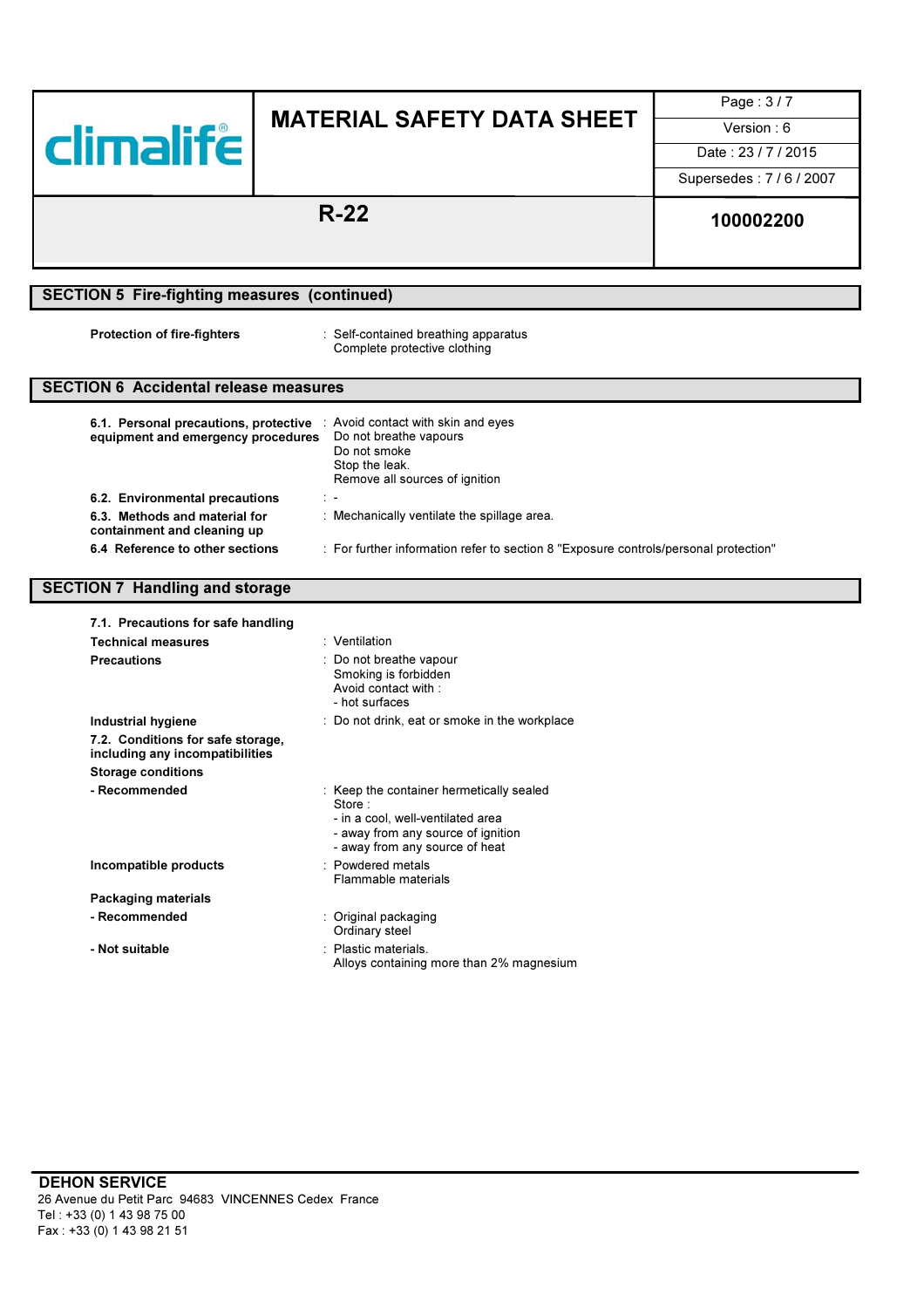## SECTION 5 Fire-fighting measures (continued)

| | |
|---|---|
| **Protection of fire-fighters** | : Self-contained breathing apparatus<br>Complete protective clothing |

## SECTION 6 Accidental release measures

| | |
|---|---|
| **6.1. Personal precautions, protective equipment and emergency procedures** | : Avoid contact with skin and eyes<br>Do not breathe vapours<br>Do not smoke<br>Stop the leak.<br>Remove all sources of ignition |
| **6.2. Environmental precautions** | : - |
| **6.3. Methods and material for containment and cleaning up** | : Mechanically ventilate the spillage area. |
| **6.4 Reference to other sections** | : For further information refer to section 8 "Exposure controls/personal protection" |

## SECTION 7 Handling and storage

**7.1. Precautions for safe handling**

| | |
|---|---|
| **Technical measures** | : Ventilation |
| **Precautions** | : Do not breathe vapour<br>Smoking is forbidden<br>Avoid contact with :<br>- hot surfaces |
| **Industrial hygiene** | : Do not drink, eat or smoke in the workplace |

**7.2. Conditions for safe storage, including any incompatibilities**

**Storage conditions**

| | |
|---|---|
| **- Recommended** | : Keep the container hermetically sealed<br>Store :<br>- in a cool, well-ventilated area<br>- away from any source of ignition<br>- away from any source of heat |
| **Incompatible products** | : Powdered metals<br>Flammable materials |

**Packaging materials**

| | |
|---|---|
| **- Recommended** | : Original packaging<br>Ordinary steel |
| **- Not suitable** | : Plastic materials.<br>Alloys containing more than 2% magnesium |

**DEHON SERVICE**
26 Avenue du Petit Parc 94683 VINCENNES Cedex France
Tel : +33 (0) 1 43 98 75 00
Fax : +33 (0) 1 43 98 21 51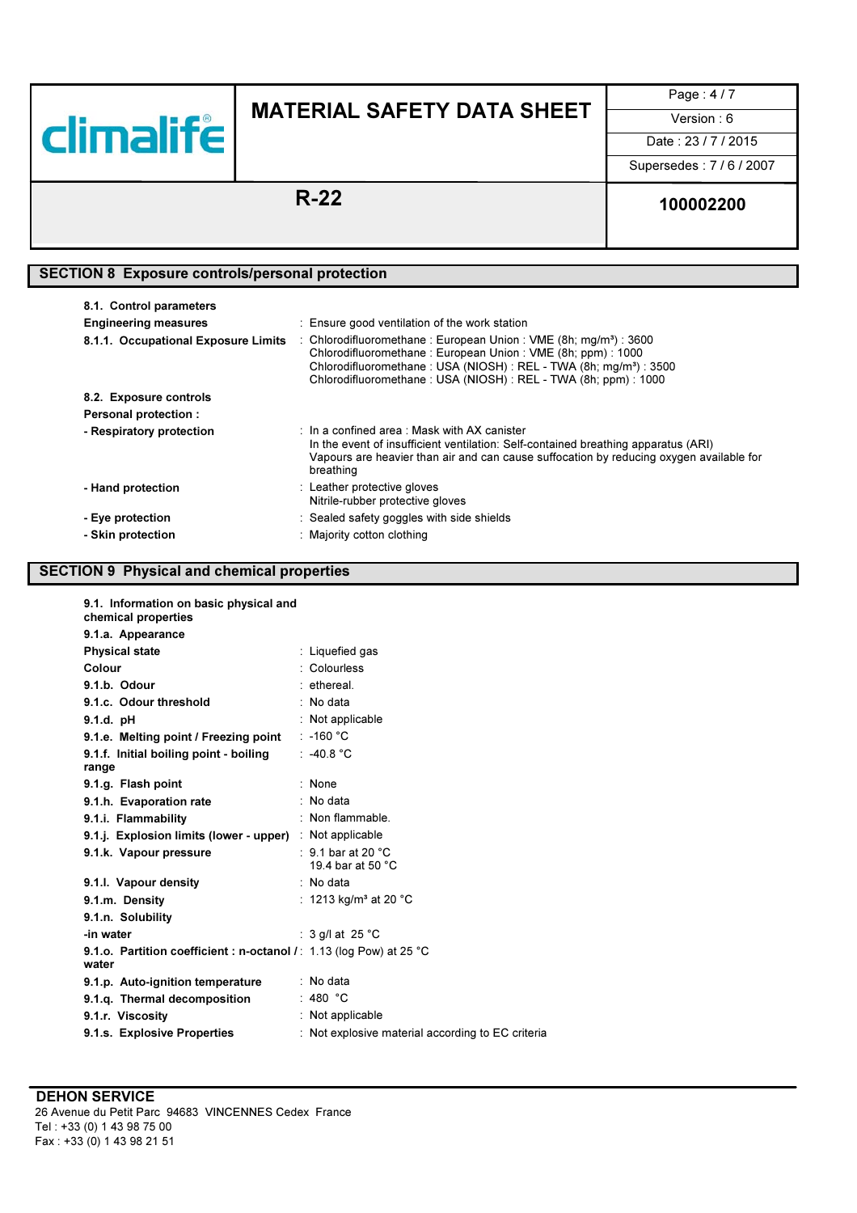## SECTION 8 Exposure controls/personal protection

**8.1. Control parameters**

| | |
|---|---|
| **Engineering measures** | : Ensure good ventilation of the work station |
| **8.1.1. Occupational Exposure Limits** | : Chlorodifluoromethane : European Union : VME (8h; mg/m³) : 3600<br>Chlorodifluoromethane : European Union : VME (8h; ppm) : 1000<br>Chlorodifluoromethane : USA (NIOSH) : REL - TWA (8h; mg/m³) : 3500<br>Chlorodifluoromethane : USA (NIOSH) : REL - TWA (8h; ppm) : 1000 |

**8.2. Exposure controls**

**Personal protection :**

| | |
|---|---|
| **- Respiratory protection** | : In a confined area : Mask with AX canister<br>In the event of insufficient ventilation: Self-contained breathing apparatus (ARI)<br>Vapours are heavier than air and can cause suffocation by reducing oxygen available for breathing |
| **- Hand protection** | : Leather protective gloves<br>Nitrile-rubber protective gloves |
| **- Eye protection** | : Sealed safety goggles with side shields |
| **- Skin protection** | : Majority cotton clothing |

## SECTION 9 Physical and chemical properties

**9.1. Information on basic physical and chemical properties**

**9.1.a. Appearance**

| | |
|---|---|
| **Physical state** | : Liquefied gas |
| **Colour** | : Colourless |
| **9.1.b. Odour** | : ethereal. |
| **9.1.c. Odour threshold** | : No data |
| **9.1.d. pH** | : Not applicable |
| **9.1.e. Melting point / Freezing point** | : -160 °C |
| **9.1.f. Initial boiling point - boiling range** | : -40.8 °C |
| **9.1.g. Flash point** | : None |
| **9.1.h. Evaporation rate** | : No data |
| **9.1.i. Flammability** | : Non flammable. |
| **9.1.j. Explosion limits (lower - upper)** | : Not applicable |
| **9.1.k. Vapour pressure** | : 9.1 bar at 20 °C<br>19.4 bar at 50 °C |
| **9.1.l. Vapour density** | : No data |
| **9.1.m. Density** | : 1213 kg/m³ at 20 °C |
| **9.1.n. Solubility** | |
| **-in water** | : 3 g/l at 25 °C |
| **9.1.o. Partition coefficient : n-octanol / water** | : 1.13 (log Pow) at 25 °C |
| **9.1.p. Auto-ignition temperature** | : No data |
| **9.1.q. Thermal decomposition** | : 480 °C |
| **9.1.r. Viscosity** | : Not applicable |
| **9.1.s. Explosive Properties** | : Not explosive material according to EC criteria |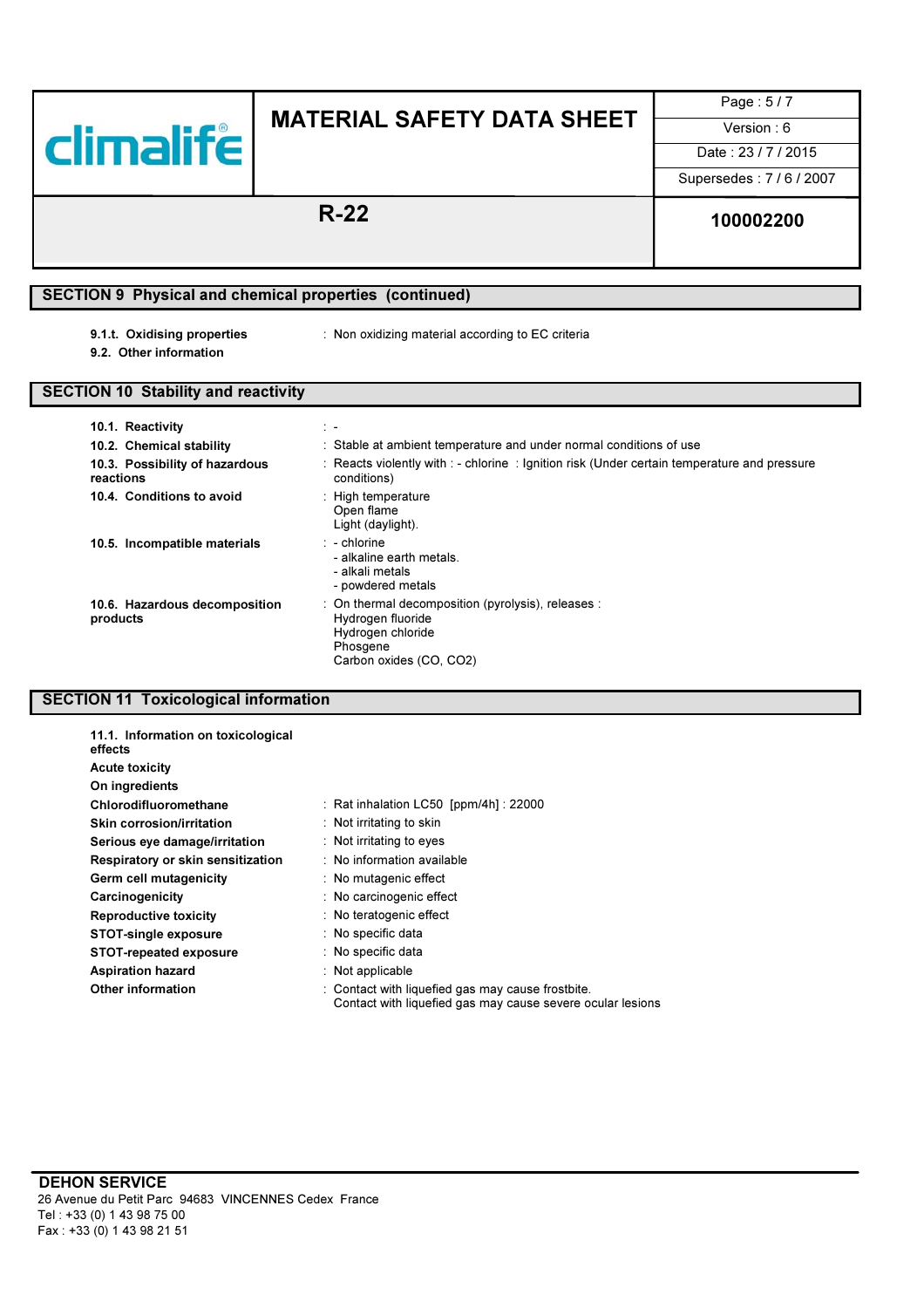## SECTION 9 Physical and chemical properties (continued)

| | |
|---|---|
| **9.1.t. Oxidising properties** | : Non oxidizing material according to EC criteria |
| **9.2. Other information** | |

## SECTION 10 Stability and reactivity

| | |
|---|---|
| **10.1. Reactivity** | : - |
| **10.2. Chemical stability** | : Stable at ambient temperature and under normal conditions of use |
| **10.3. Possibility of hazardous reactions** | : Reacts violently with : - chlorine : Ignition risk (Under certain temperature and pressure conditions) |
| **10.4. Conditions to avoid** | : High temperature<br>Open flame<br>Light (daylight). |
| **10.5. Incompatible materials** | : - chlorine<br>- alkaline earth metals.<br>- alkali metals<br>- powdered metals |
| **10.6. Hazardous decomposition products** | : On thermal decomposition (pyrolysis), releases :<br>Hydrogen fluoride<br>Hydrogen chloride<br>Phosgene<br>Carbon oxides (CO, $CO_2$) |

## SECTION 11 Toxicological information

**11.1. Information on toxicological effects**

**Acute toxicity**

**On ingredients**

| | |
|---|---|
| **Chlorodifluoromethane** | : Rat inhalation LC50 [ppm/4h] : 22000 |
| **Skin corrosion/irritation** | : Not irritating to skin |
| **Serious eye damage/irritation** | : Not irritating to eyes |
| **Respiratory or skin sensitization** | : No information available |
| **Germ cell mutagenicity** | : No mutagenic effect |
| **Carcinogenicity** | : No carcinogenic effect |
| **Reproductive toxicity** | : No teratogenic effect |
| **STOT-single exposure** | : No specific data |
| **STOT-repeated exposure** | : No specific data |
| **Aspiration hazard** | : Not applicable |
| **Other information** | : Contact with liquefied gas may cause frostbite.<br>Contact with liquefied gas may cause severe ocular lesions |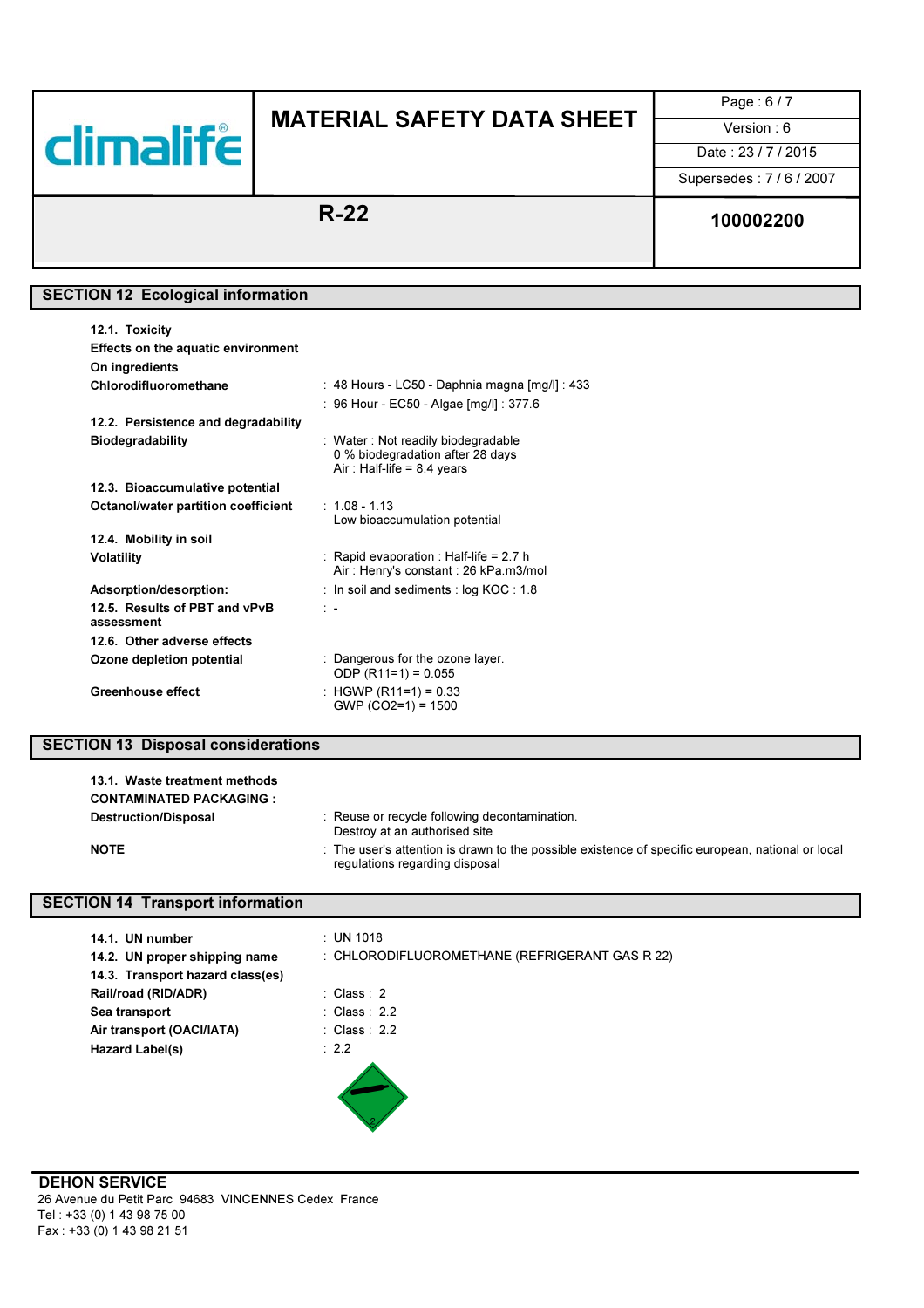## SECTION 12 Ecological information

**12.1. Toxicity**

**Effects on the aquatic environment**

**On ingredients**

| | |
|---|---|
| **Chlorodifluoromethane** | : 48 Hours - LC50 - Daphnia magna [mg/l] : 433 |
| | : 96 Hour - EC50 - Algae [mg/l] : 377.6 |

**12.2. Persistence and degradability**

| | |
|---|---|
| **Biodegradability** | : Water : Not readily biodegradable<br>0 % biodegradation after 28 days<br>Air : Half-life = 8.4 years |

**12.3. Bioaccumulative potential**

| | |
|---|---|
| **Octanol/water partition coefficient** | : 1.08 - 1.13<br>Low bioaccumulation potential |

**12.4. Mobility in soil**

| | |
|---|---|
| **Volatility** | : Rapid evaporation : Half-life = 2.7 h<br>Air : Henry's constant : 26 kPa.m3/mol |
| **Adsorption/desorption:** | : In soil and sediments : log KOC : 1.8 |
| **12.5. Results of PBT and vPvB assessment** | : - |

**12.6. Other adverse effects**

| | |
|---|---|
| **Ozone depletion potential** | : Dangerous for the ozone layer.<br>ODP (R11=1) = 0.055 |
| **Greenhouse effect** | : HGWP (R11=1) = 0.33<br>GWP ($CO_2$=1) = 1500 |

## SECTION 13 Disposal considerations

**13.1. Waste treatment methods**

**CONTAMINATED PACKAGING :**

| | |
|---|---|
| **Destruction/Disposal** | : Reuse or recycle following decontamination.<br>Destroy at an authorised site |
| **NOTE** | : The user's attention is drawn to the possible existence of specific european, national or local regulations regarding disposal |

## SECTION 14 Transport information

| | |
|---|---|
| **14.1. UN number** | : UN 1018 |
| **14.2. UN proper shipping name** | : CHLORODIFLUOROMETHANE (REFRIGERANT GAS R 22) |
| **14.3. Transport hazard class(es)** | |
| **Rail/road (RID/ADR)** | : Class : 2 |
| **Sea transport** | : Class : 2.2 |
| **Air transport (OACI/IATA)** | : Class : 2.2 |
| **Hazard Label(s)** | : 2.2 |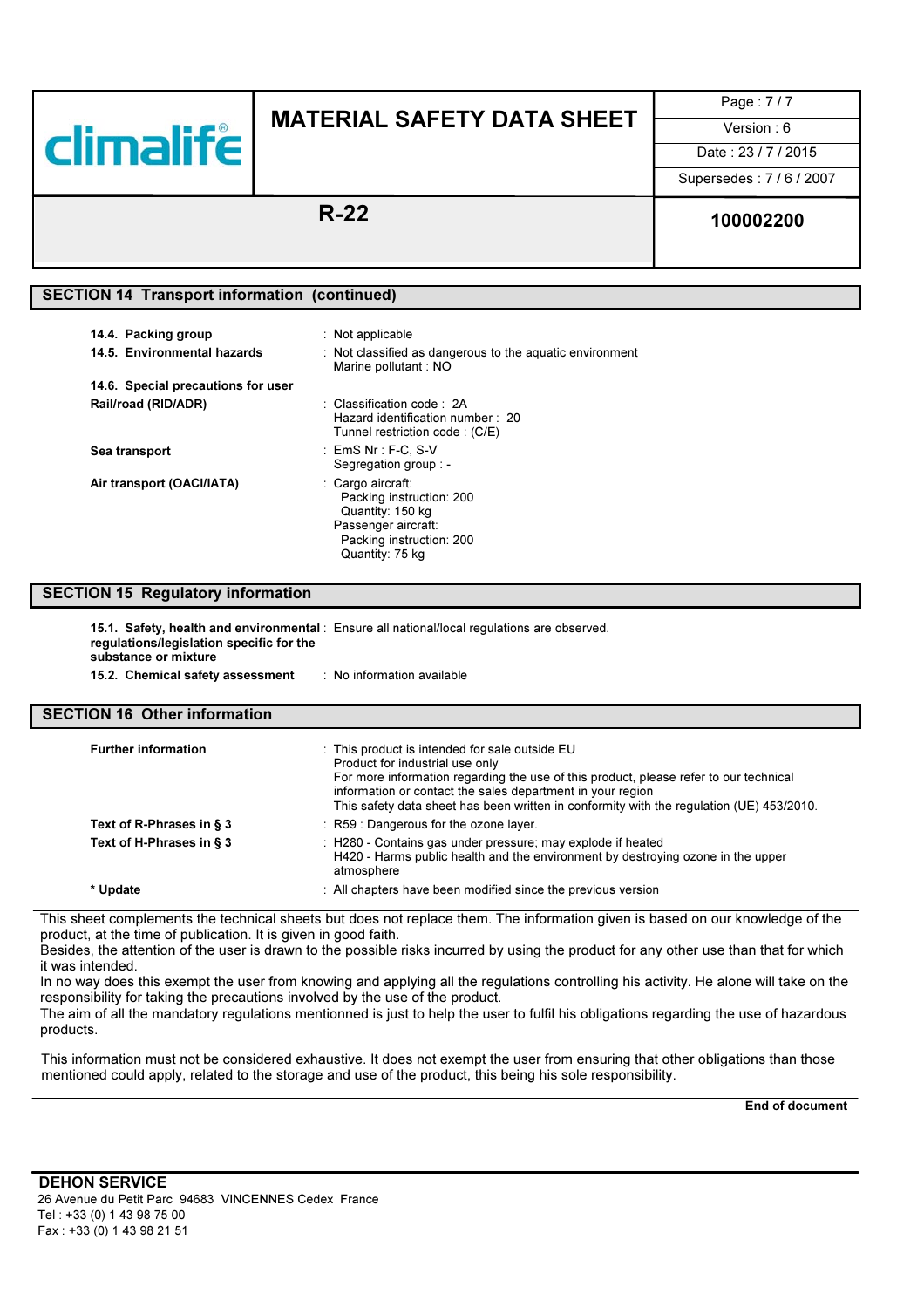## SECTION 14 Transport information (continued)

| | |
|---|---|
| **14.4. Packing group** | : Not applicable |
| **14.5. Environmental hazards** | : Not classified as dangerous to the aquatic environment<br>Marine pollutant : NO |
| **14.6. Special precautions for user** | |
| **Rail/road (RID/ADR)** | : Classification code : 2A<br>Hazard identification number : 20<br>Tunnel restriction code : (C/E) |
| **Sea transport** | : EmS Nr : F-C, S-V<br>Segregation group : - |
| **Air transport (OACI/IATA)** | : Cargo aircraft:<br>Packing instruction: 200<br>Quantity: 150 kg<br>Passenger aircraft:<br>Packing instruction: 200<br>Quantity: 75 kg |

## SECTION 15 Regulatory information

| | |
|---|---|
| **15.1. Safety, health and environmental regulations/legislation specific for the substance or mixture** | : Ensure all national/local regulations are observed. |
| **15.2. Chemical safety assessment** | : No information available |

## SECTION 16 Other information

| | |
|---|---|
| **Further information** | : This product is intended for sale outside EU<br>Product for industrial use only<br>For more information regarding the use of this product, please refer to our technical information or contact the sales department in your region<br>This safety data sheet has been written in conformity with the regulation (UE) 453/2010. |
| **Text of R-Phrases in § 3** | : R59 : Dangerous for the ozone layer. |
| **Text of H-Phrases in § 3** | : H280 - Contains gas under pressure; may explode if heated<br>H420 - Harms public health and the environment by destroying ozone in the upper atmosphere |
| **\* Update** | : All chapters have been modified since the previous version |

This sheet complements the technical sheets but does not replace them. The information given is based on our knowledge of the product, at the time of publication. It is given in good faith.
Besides, the attention of the user is drawn to the possible risks incurred by using the product for any other use than that for which it was intended.
In no way does this exempt the user from knowing and applying all the regulations controlling his activity. He alone will take on the responsibility for taking the precautions involved by the use of the product.
The aim of all the mandatory regulations mentionned is just to help the user to fulfil his obligations regarding the use of hazardous products.

This information must not be considered exhaustive. It does not exempt the user from ensuring that other obligations than those mentioned could apply, related to the storage and use of the product, this being his sole responsibility.

**End of document**